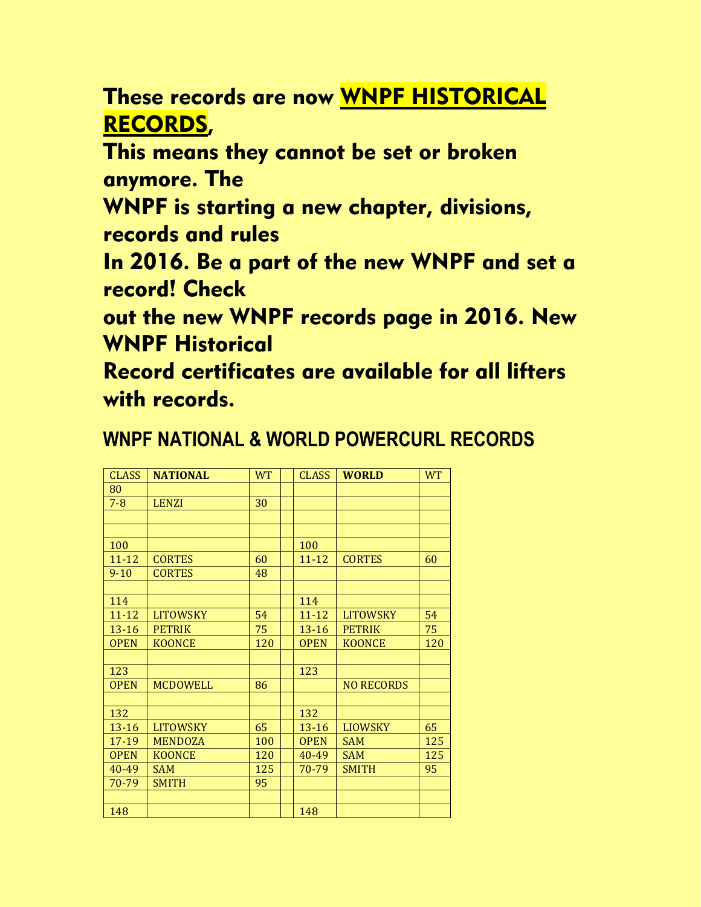# These records are now **WNPF HISTORICAL RECORDS**,

**This means they cannot be set or broken anymore. The WNPF is starting a new chapter, divisions, records and rules In 2016. Be a part of the new WNPF and set a record! Check out the new WNPF records page in 2016. New WNPF Historical Record certificates are available for all lifters with records.**

## WNPF NATIONAL & WORLD POWERCURL RECORDS

| CLASS | **NATIONAL** | WT | | CLASS | **WORLD** | WT |
|---|---|---|---|---|---|---|
| 80 | | | | | | |
| 7-8 | LENZI | 30 | | | | |
| | | | | | | |
| | | | | | | |
| 100 | | | | 100 | | |
| 11-12 | CORTES | 60 | | 11-12 | CORTES | 60 |
| 9-10 | CORTES | 48 | | | | |
| | | | | | | |
| 114 | | | | 114 | | |
| 11-12 | LITOWSKY | 54 | | 11-12 | LITOWSKY | 54 |
| 13-16 | PETRIK | 75 | | 13-16 | PETRIK | 75 |
| OPEN | KOONCE | 120 | | OPEN | KOONCE | 120 |
| | | | | | | |
| 123 | | | | 123 | | |
| OPEN | MCDOWELL | 86 | | | NO RECORDS | |
| | | | | | | |
| 132 | | | | 132 | | |
| 13-16 | LITOWSKY | 65 | | 13-16 | LIOWSKY | 65 |
| 17-19 | MENDOZA | 100 | | OPEN | SAM | 125 |
| OPEN | KOONCE | 120 | | 40-49 | SAM | 125 |
| 40-49 | SAM | 125 | | 70-79 | SMITH | 95 |
| 70-79 | SMITH | 95 | | | | |
| | | | | | | |
| 148 | | | | 148 | | |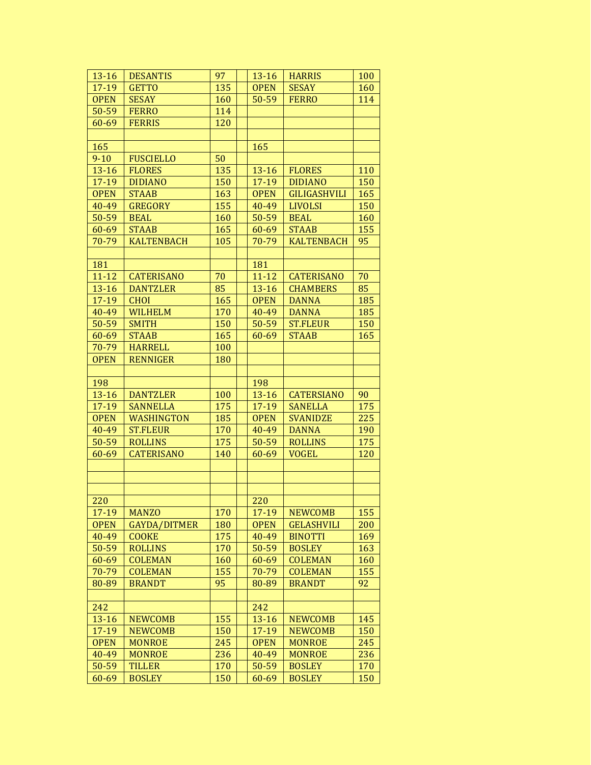| | | | | | | |
|---|---|---|---|---|---|---|
| 13-16 | DESANTIS | 97 | | 13-16 | HARRIS | 100 |
| 17-19 | GETTO | 135 | | OPEN | SESAY | 160 |
| OPEN | SESAY | 160 | | 50-59 | FERRO | 114 |
| 50-59 | FERRO | 114 | | | | |
| 60-69 | FERRIS | 120 | | | | |
| | | | | | | |
| 165 | | | | 165 | | |
| 9-10 | FUSCIELLO | 50 | | | | |
| 13-16 | FLORES | 135 | | 13-16 | FLORES | 110 |
| 17-19 | DIDIANO | 150 | | 17-19 | DIDIANO | 150 |
| OPEN | STAAB | 163 | | OPEN | GILIGASHVILI | 165 |
| 40-49 | GREGORY | 155 | | 40-49 | LIVOLSI | 150 |
| 50-59 | BEAL | 160 | | 50-59 | BEAL | 160 |
| 60-69 | STAAB | 165 | | 60-69 | STAAB | 155 |
| 70-79 | KALTENBACH | 105 | | 70-79 | KALTENBACH | 95 |
| | | | | | | |
| 181 | | | | 181 | | |
| 11-12 | CATERISANO | 70 | | 11-12 | CATERISANO | 70 |
| 13-16 | DANTZLER | 85 | | 13-16 | CHAMBERS | 85 |
| 17-19 | CHOI | 165 | | OPEN | DANNA | 185 |
| 40-49 | WILHELM | 170 | | 40-49 | DANNA | 185 |
| 50-59 | SMITH | 150 | | 50-59 | ST.FLEUR | 150 |
| 60-69 | STAAB | 165 | | 60-69 | STAAB | 165 |
| 70-79 | HARRELL | 100 | | | | |
| OPEN | RENNIGER | 180 | | | | |
| | | | | | | |
| 198 | | | | 198 | | |
| 13-16 | DANTZLER | 100 | | 13-16 | CATERSIANO | 90 |
| 17-19 | SANNELLA | 175 | | 17-19 | SANELLA | 175 |
| OPEN | WASHINGTON | 185 | | OPEN | SVANIDZE | 225 |
| 40-49 | ST.FLEUR | 170 | | 40-49 | DANNA | 190 |
| 50-59 | ROLLINS | 175 | | 50-59 | ROLLINS | 175 |
| 60-69 | CATERISANO | 140 | | 60-69 | VOGEL | 120 |
| | | | | | | |
| | | | | | | |
| | | | | | | |
| 220 | | | | 220 | | |
| 17-19 | MANZO | 170 | | 17-19 | NEWCOMB | 155 |
| OPEN | GAYDA/DITMER | 180 | | OPEN | GELASHVILI | 200 |
| 40-49 | COOKE | 175 | | 40-49 | BINOTTI | 169 |
| 50-59 | ROLLINS | 170 | | 50-59 | BOSLEY | 163 |
| 60-69 | COLEMAN | 160 | | 60-69 | COLEMAN | 160 |
| 70-79 | COLEMAN | 155 | | 70-79 | COLEMAN | 155 |
| 80-89 | BRANDT | 95 | | 80-89 | BRANDT | 92 |
| | | | | | | |
| 242 | | | | 242 | | |
| 13-16 | NEWCOMB | 155 | | 13-16 | NEWCOMB | 145 |
| 17-19 | NEWCOMB | 150 | | 17-19 | NEWCOMB | 150 |
| OPEN | MONROE | 245 | | OPEN | MONROE | 245 |
| 40-49 | MONROE | 236 | | 40-49 | MONROE | 236 |
| 50-59 | TILLER | 170 | | 50-59 | BOSLEY | 170 |
| 60-69 | BOSLEY | 150 | | 60-69 | BOSLEY | 150 |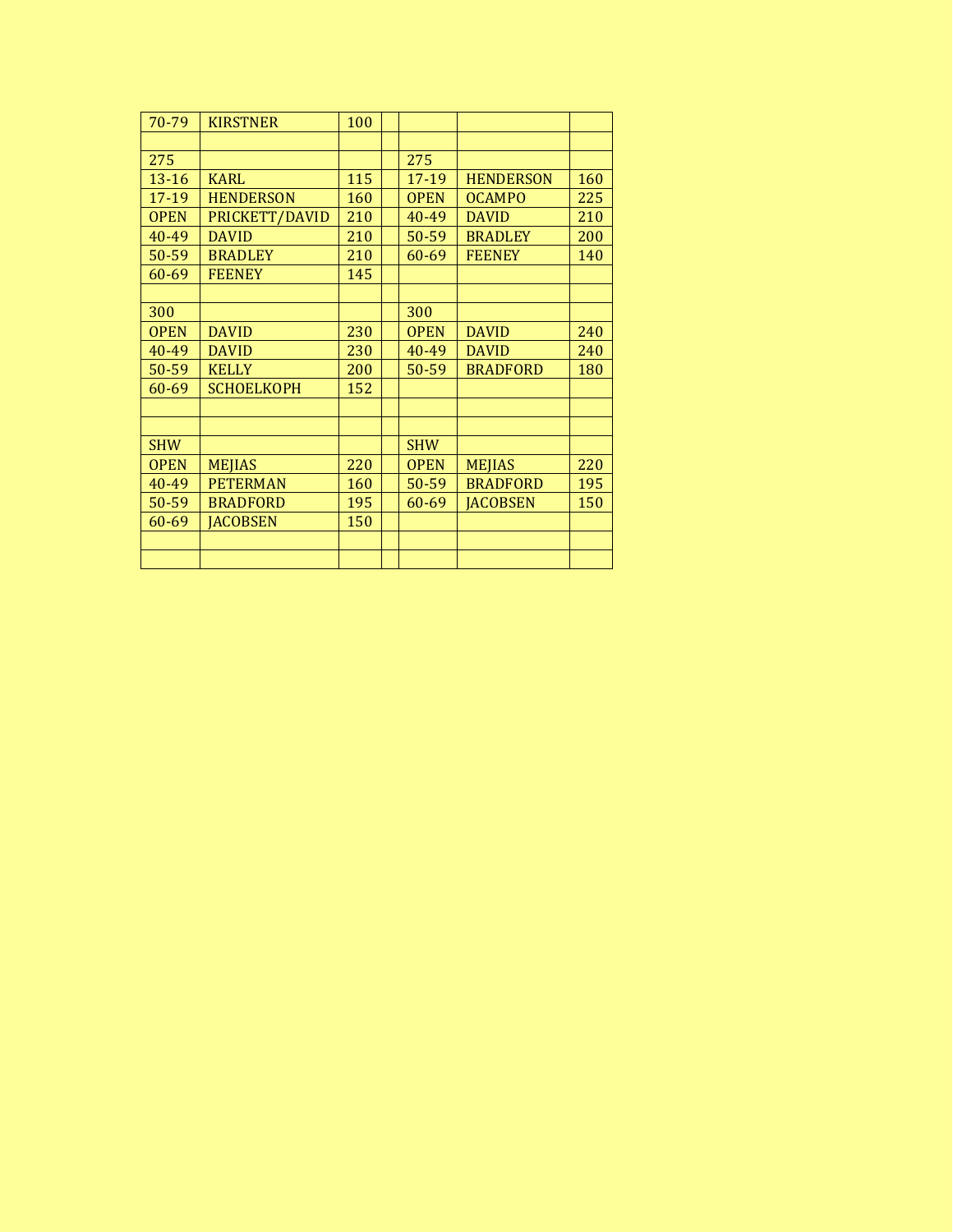| | | | | | | |
|---|---|---|---|---|---|---|
| 70-79 | KIRSTNER | 100 | | | | |
| | | | | | | |
| 275 | | | | 275 | | |
| 13-16 | KARL | 115 | | 17-19 | HENDERSON | 160 |
| 17-19 | HENDERSON | 160 | | OPEN | OCAMPO | 225 |
| OPEN | PRICKETT/DAVID | 210 | | 40-49 | DAVID | 210 |
| 40-49 | DAVID | 210 | | 50-59 | BRADLEY | 200 |
| 50-59 | BRADLEY | 210 | | 60-69 | FEENEY | 140 |
| 60-69 | FEENEY | 145 | | | | |
| | | | | | | |
| 300 | | | | 300 | | |
| OPEN | DAVID | 230 | | OPEN | DAVID | 240 |
| 40-49 | DAVID | 230 | | 40-49 | DAVID | 240 |
| 50-59 | KELLY | 200 | | 50-59 | BRADFORD | 180 |
| 60-69 | SCHOELKOPH | 152 | | | | |
| | | | | | | |
| | | | | | | |
| SHW | | | | SHW | | |
| OPEN | MEJIAS | 220 | | OPEN | MEJIAS | 220 |
| 40-49 | PETERMAN | 160 | | 50-59 | BRADFORD | 195 |
| 50-59 | BRADFORD | 195 | | 60-69 | JACOBSEN | 150 |
| 60-69 | JACOBSEN | 150 | | | | |
| | | | | | | |
| | | | | | | |